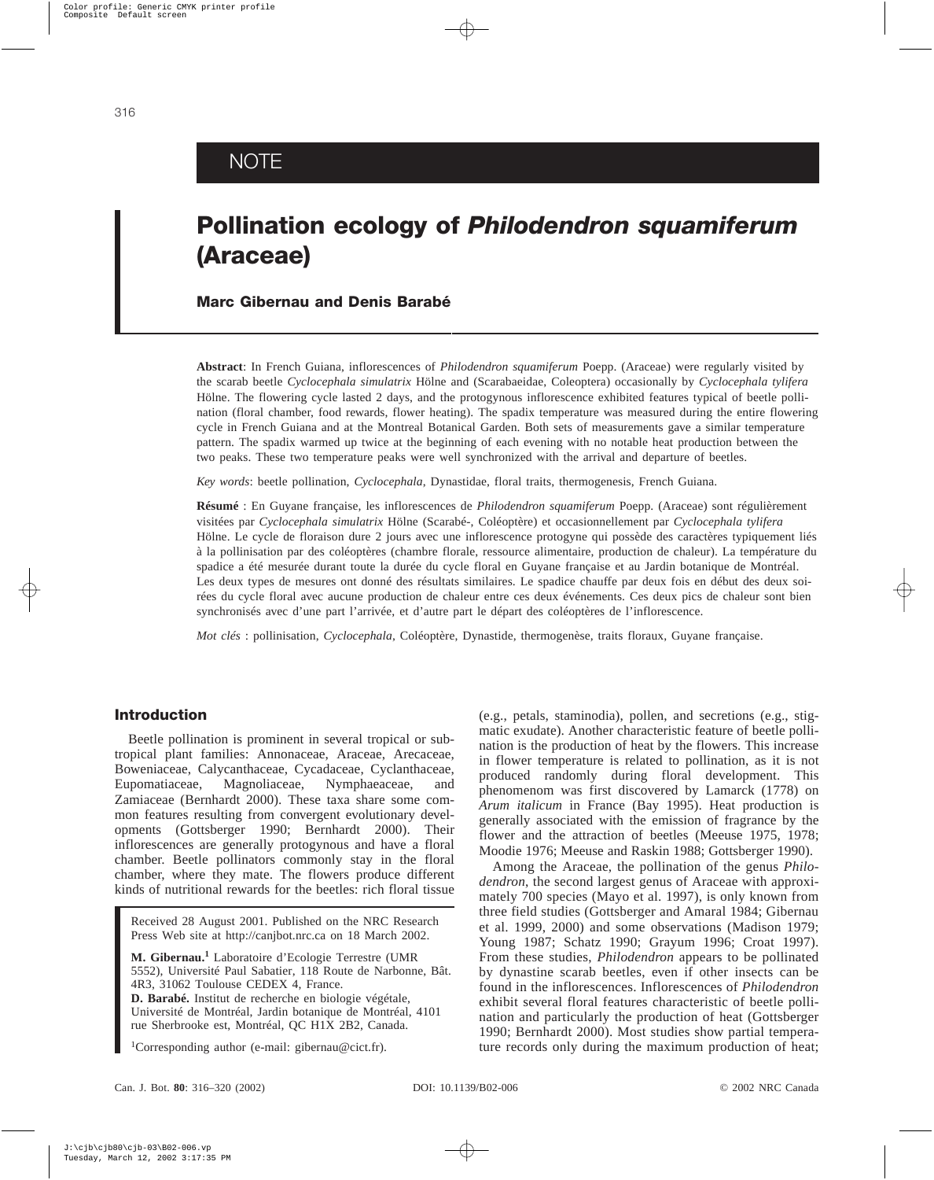NOTE

# Pollination ecology of *Philodendron squamiferum* (Araceae)

**Marc Gibernau and Denis Barabé**

**Abstract**: In French Guiana, inflorescences of *Philodendron squamiferum* Poepp. (Araceae) were regularly visited by the scarab beetle *Cyclocephala simulatrix* Hölne and (Scarabaeidae, Coleoptera) occasionally by *Cyclocephala tylifera* Hölne. The flowering cycle lasted 2 days, and the protogynous inflorescence exhibited features typical of beetle pollination (floral chamber, food rewards, flower heating). The spadix temperature was measured during the entire flowering cycle in French Guiana and at the Montreal Botanical Garden. Both sets of measurements gave a similar temperature pattern. The spadix warmed up twice at the beginning of each evening with no notable heat production between the two peaks. These two temperature peaks were well synchronized with the arrival and departure of beetles.

*Key words*: beetle pollination, *Cyclocephala*, Dynastidae, floral traits, thermogenesis, French Guiana.

**Résumé** : En Guyane française, les inflorescences de *Philodendron squamiferum* Poepp. (Araceae) sont régulièrement visitées par *Cyclocephala simulatrix* Hölne (Scarabé-, Coléoptère) et occasionnellement par *Cyclocephala tylifera* Hölne. Le cycle de floraison dure 2 jours avec une inflorescence protogyne qui possède des caractères typiquement liés à la pollinisation par des coléoptères (chambre florale, ressource alimentaire, production de chaleur). La température du spadice a été mesurée durant toute la durée du cycle floral en Guyane française et au Jardin botanique de Montréal. Les deux types de mesures ont donné des résultats similaires. Le spadice chauffe par deux fois en début des deux soirées du cycle floral avec aucune production de chaleur entre ces deux événements. Ces deux pics de chaleur sont bien synchronisés avec d'une part l'arrivée, et d'autre part le départ des coléoptères de l'inflorescence.

*Mot clés* : pollinisation, *Cyclocephala*, Coléoptère, Dynastide, thermogenèse, traits floraux, Guyane française.

## Introduction

Beetle pollination is prominent in several tropical or subtropical plant families: Annonaceae, Araceae, Arecaceae, Boweniaceae, Calycanthaceae, Cycadaceae, Cyclanthaceae, Eupomatiaceae, Magnoliaceae, Nymphaeaceae, and Zamiaceae (Bernhardt 2000). These taxa share some common features resulting from convergent evolutionary developments (Gottsberger 1990; Bernhardt 2000). Their inflorescences are generally protogynous and have a floral chamber. Beetle pollinators commonly stay in the floral chamber, where they mate. The flowers produce different kinds of nutritional rewards for the beetles: rich floral tissue (e.g., petals, staminodia), pollen, and secretions (e.g., stigmatic exudate). Another characteristic feature of beetle pollination is the production of heat by the flowers. This increase in flower temperature is related to pollination, as it is not produced randomly during floral development. This phenomenom was first discovered by Lamarck (1778) on *Arum italicum* in France (Bay 1995). Heat production is generally associated with the emission of fragrance by the flower and the attraction of beetles (Meeuse 1975, 1978; Moodie 1976; Meeuse and Raskin 1988; Gottsberger 1990).

Among the Araceae, the pollination of the genus *Philodendron*, the second largest genus of Araceae with approximately 700 species (Mayo et al. 1997), is only known from three field studies (Gottsberger and Amaral 1984; Gibernau et al. 1999, 2000) and some observations (Madison 1979; Young 1987; Schatz 1990; Grayum 1996; Croat 1997). From these studies, *Philodendron* appears to be pollinated by dynastine scarab beetles, even if other insects can be found in the inflorescences. Inflorescences of *Philodendron* exhibit several floral features characteristic of beetle pollination and particularly the production of heat (Gottsberger 1990; Bernhardt 2000). Most studies show partial temperature records only during the maximum production of heat;

Received 28 August 2001. Published on the NRC Research Press Web site at http://canjbot.nrc.ca on 18 March 2002.

**M. Gibernau.**[1] Laboratoire d'Ecologie Terrestre (UMR 5552), Université Paul Sabatier, 118 Route de Narbonne, Bât. 4R3, 31062 Toulouse CEDEX 4, France.
**D. Barabé.** Institut de recherche en biologie végétale, Université de Montréal, Jardin botanique de Montréal, 4101 rue Sherbrooke est, Montréal, QC H1X 2B2, Canada.

[1]Corresponding author (e-mail: gibernau@cict.fr).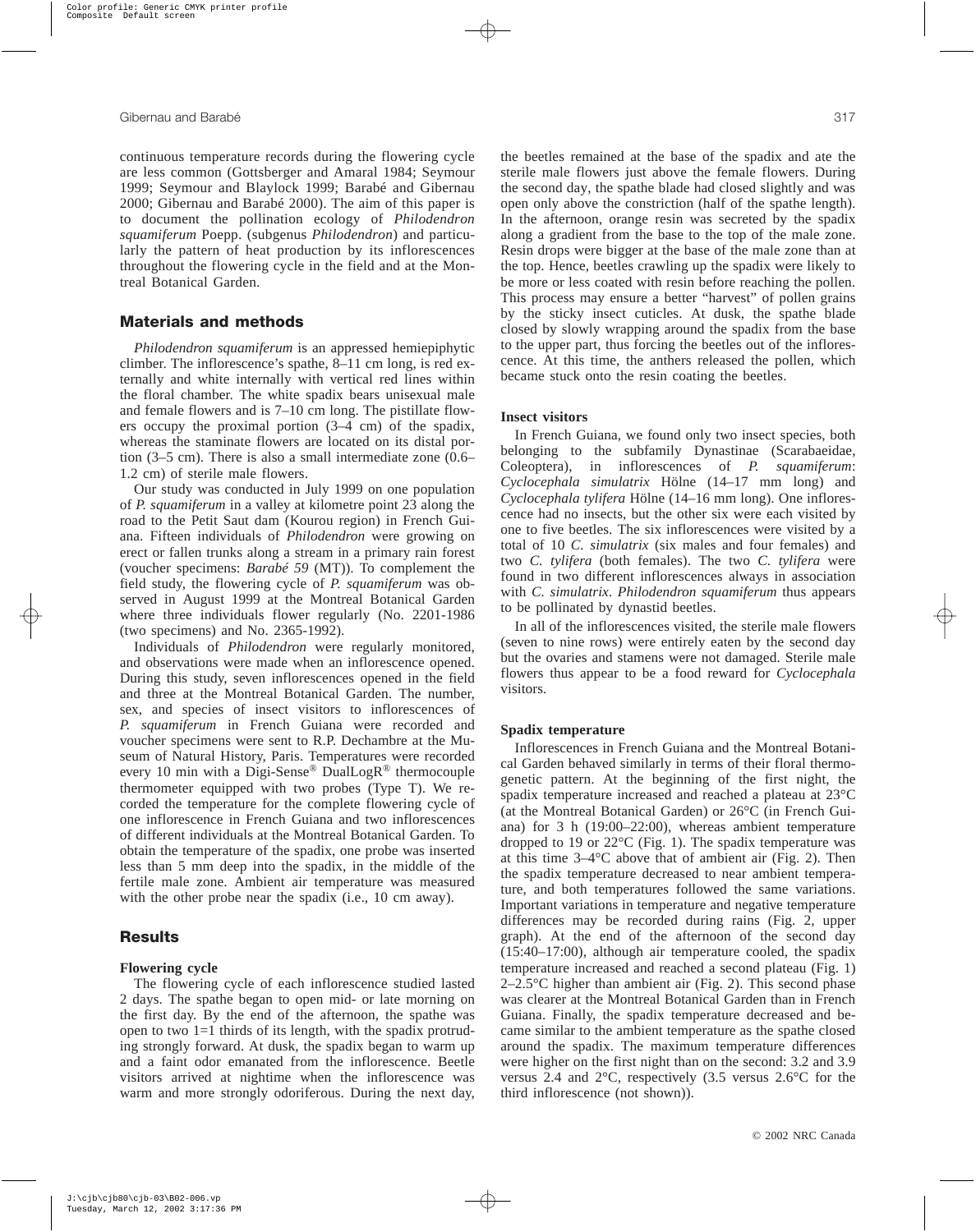continuous temperature records during the flowering cycle are less common (Gottsberger and Amaral 1984; Seymour 1999; Seymour and Blaylock 1999; Barabé and Gibernau 2000; Gibernau and Barabé 2000). The aim of this paper is to document the pollination ecology of *Philodendron squamiferum* Poepp. (subgenus *Philodendron*) and particularly the pattern of heat production by its inflorescences throughout the flowering cycle in the field and at the Montreal Botanical Garden.

## Materials and methods

*Philodendron squamiferum* is an appressed hemiepiphytic climber. The inflorescence's spathe, 8–11 cm long, is red externally and white internally with vertical red lines within the floral chamber. The white spadix bears unisexual male and female flowers and is 7–10 cm long. The pistillate flowers occupy the proximal portion (3–4 cm) of the spadix, whereas the staminate flowers are located on its distal portion (3–5 cm). There is also a small intermediate zone (0.6–1.2 cm) of sterile male flowers.

Our study was conducted in July 1999 on one population of *P. squamiferum* in a valley at kilometre point 23 along the road to the Petit Saut dam (Kourou region) in French Guiana. Fifteen individuals of *Philodendron* were growing on erect or fallen trunks along a stream in a primary rain forest (voucher specimens: *Barabé 59* (MT)). To complement the field study, the flowering cycle of *P. squamiferum* was observed in August 1999 at the Montreal Botanical Garden where three individuals flower regularly (No. 2201-1986 (two specimens) and No. 2365-1992).

Individuals of *Philodendron* were regularly monitored, and observations were made when an inflorescence opened. During this study, seven inflorescences opened in the field and three at the Montreal Botanical Garden. The number, sex, and species of insect visitors to inflorescences of *P. squamiferum* in French Guiana were recorded and voucher specimens were sent to R.P. Dechambre at the Museum of Natural History, Paris. Temperatures were recorded every 10 min with a Digi-Sense® DualLogR® thermocouple thermometer equipped with two probes (Type T). We recorded the temperature for the complete flowering cycle of one inflorescence in French Guiana and two inflorescences of different individuals at the Montreal Botanical Garden. To obtain the temperature of the spadix, one probe was inserted less than 5 mm deep into the spadix, in the middle of the fertile male zone. Ambient air temperature was measured with the other probe near the spadix (i.e., 10 cm away).

## Results

### Flowering cycle

The flowering cycle of each inflorescence studied lasted 2 days. The spathe began to open mid- or late morning on the first day. By the end of the afternoon, the spathe was open to two 1=1 thirds of its length, with the spadix protruding strongly forward. At dusk, the spadix began to warm up and a faint odor emanated from the inflorescence. Beetle visitors arrived at nighttime when the inflorescence was warm and more strongly odoriferous. During the next day, the beetles remained at the base of the spadix and ate the sterile male flowers just above the female flowers. During the second day, the spathe blade had closed slightly and was open only above the constriction (half of the spathe length). In the afternoon, orange resin was secreted by the spadix along a gradient from the base to the top of the male zone. Resin drops were bigger at the base of the male zone than at the top. Hence, beetles crawling up the spadix were likely to be more or less coated with resin before reaching the pollen. This process may ensure a better "harvest" of pollen grains by the sticky insect cuticles. At dusk, the spathe blade closed by slowly wrapping around the spadix from the base to the upper part, thus forcing the beetles out of the inflorescence. At this time, the anthers released the pollen, which became stuck onto the resin coating the beetles.

### Insect visitors

In French Guiana, we found only two insect species, both belonging to the subfamily Dynastinae (Scarabaeidae, Coleoptera), in inflorescences of *P. squamiferum*: *Cyclocephala simulatrix* Hölne (14–17 mm long) and *Cyclocephala tylifera* Hölne (14–16 mm long). One inflorescence had no insects, but the other six were each visited by one to five beetles. The six inflorescences were visited by a total of 10 *C. simulatrix* (six males and four females) and two *C. tylifera* (both females). The two *C. tylifera* were found in two different inflorescences always in association with *C. simulatrix*. *Philodendron squamiferum* thus appears to be pollinated by dynastid beetles.

In all of the inflorescences visited, the sterile male flowers (seven to nine rows) were entirely eaten by the second day but the ovaries and stamens were not damaged. Sterile male flowers thus appear to be a food reward for *Cyclocephala* visitors.

### Spadix temperature

Inflorescences in French Guiana and the Montreal Botanical Garden behaved similarly in terms of their floral thermogenetic pattern. At the beginning of the first night, the spadix temperature increased and reached a plateau at 23°C (at the Montreal Botanical Garden) or 26°C (in French Guiana) for 3 h (19:00–22:00), whereas ambient temperature dropped to 19 or 22°C (Fig. 1). The spadix temperature was at this time 3–4°C above that of ambient air (Fig. 2). Then the spadix temperature decreased to near ambient temperature, and both temperatures followed the same variations. Important variations in temperature and negative temperature differences may be recorded during rains (Fig. 2, upper graph). At the end of the afternoon of the second day (15:40–17:00), although air temperature cooled, the spadix temperature increased and reached a second plateau (Fig. 1) 2–2.5°C higher than ambient air (Fig. 2). This second phase was clearer at the Montreal Botanical Garden than in French Guiana. Finally, the spadix temperature decreased and became similar to the ambient temperature as the spathe closed around the spadix. The maximum temperature differences were higher on the first night than on the second: 3.2 and 3.9 versus 2.4 and 2°C, respectively (3.5 versus 2.6°C for the third inflorescence (not shown)).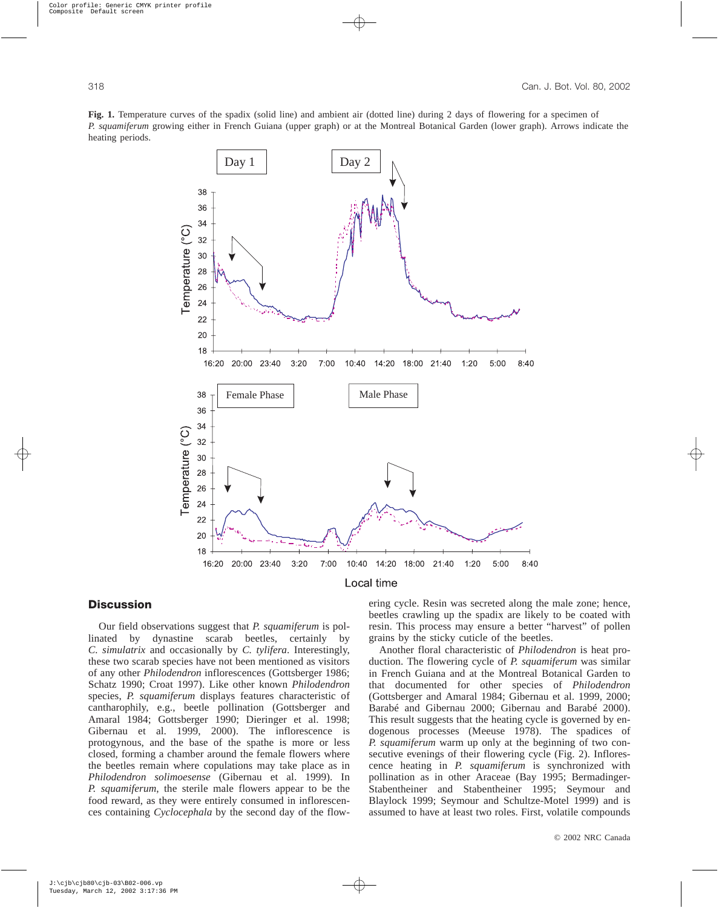**Fig. 1.** Temperature curves of the spadix (solid line) and ambient air (dotted line) during 2 days of flowering for a specimen of *P. squamiferum* growing either in French Guiana (upper graph) or at the Montreal Botanical Garden (lower graph). Arrows indicate the heating periods.

## Discussion

Our field observations suggest that *P. squamiferum* is pollinated by dynastine scarab beetles, certainly by *C. simulatrix* and occasionally by *C. tylifera*. Interestingly, these two scarab species have not been mentioned as visitors of any other *Philodendron* inflorescences (Gottsberger 1986; Schatz 1990; Croat 1997). Like other known *Philodendron* species, *P. squamiferum* displays features characteristic of cantharophily, e.g., beetle pollination (Gottsberger and Amaral 1984; Gottsberger 1990; Dieringer et al. 1998; Gibernau et al. 1999, 2000). The inflorescence is protogynous, and the base of the spathe is more or less closed, forming a chamber around the female flowers where the beetles remain where copulations may take place as in *Philodendron solimoesense* (Gibernau et al. 1999). In *P. squamiferum*, the sterile male flowers appear to be the food reward, as they were entirely consumed in inflorescences containing *Cyclocephala* by the second day of the flowering cycle. Resin was secreted along the male zone; hence, beetles crawling up the spadix are likely to be coated with resin. This process may ensure a better "harvest" of pollen grains by the sticky cuticle of the beetles.

Another floral characteristic of *Philodendron* is heat production. The flowering cycle of *P. squamiferum* was similar in French Guiana and at the Montreal Botanical Garden to that documented for other species of *Philodendron* (Gottsberger and Amaral 1984; Gibernau et al. 1999, 2000; Barabé and Gibernau 2000; Gibernau and Barabé 2000). This result suggests that the heating cycle is governed by endogenous processes (Meeuse 1978). The spadices of *P. squamiferum* warm up only at the beginning of two consecutive evenings of their flowering cycle (Fig. 2). Inflorescence heating in *P. squamiferum* is synchronized with pollination as in other Araceae (Bay 1995; Bermadinger-Stabentheiner and Stabentheiner 1995; Seymour and Blaylock 1999; Seymour and Schultze-Motel 1999) and is assumed to have at least two roles. First, volatile compounds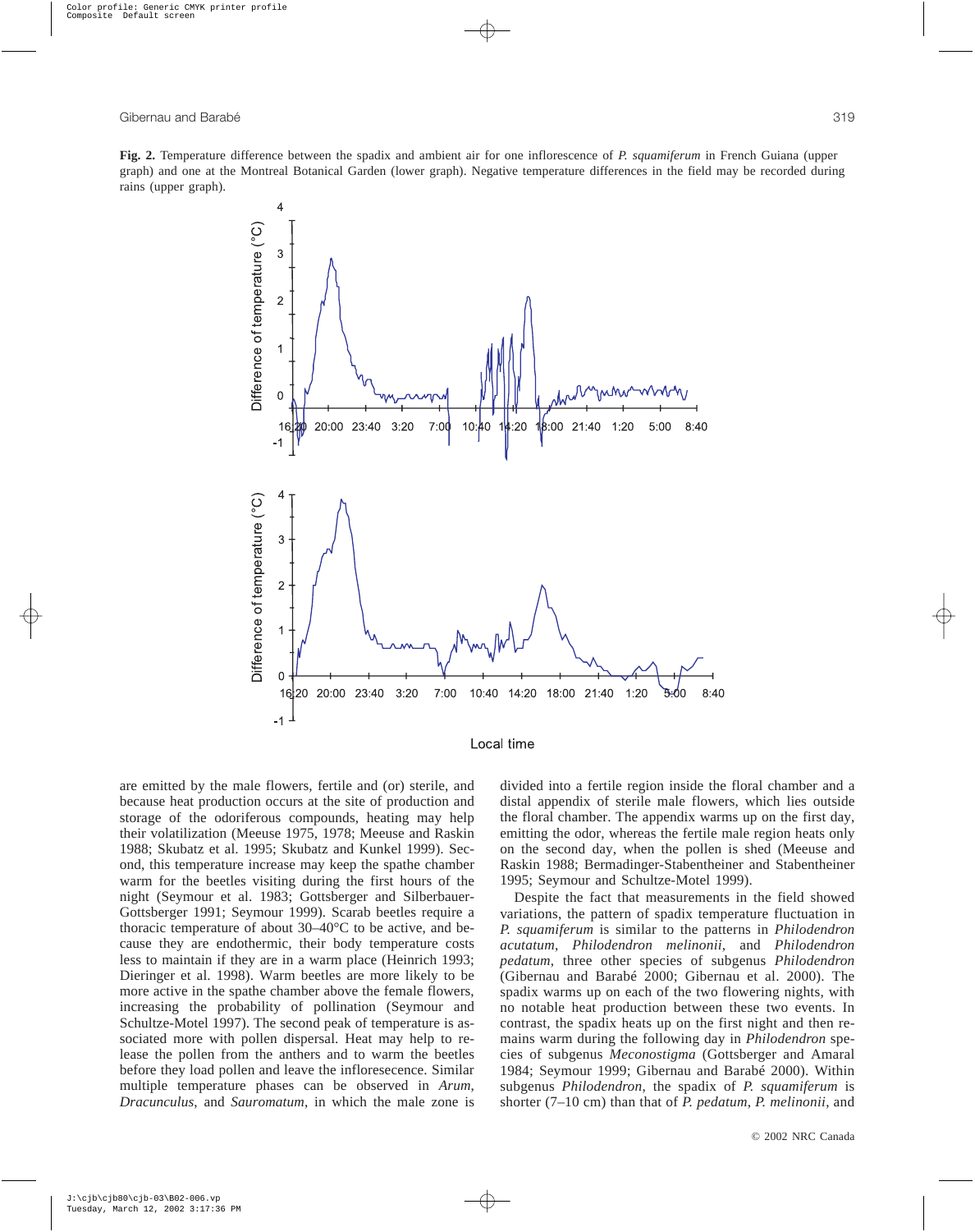**Fig. 2.** Temperature difference between the spadix and ambient air for one inflorescence of *P. squamiferum* in French Guiana (upper graph) and one at the Montreal Botanical Garden (lower graph). Negative temperature differences in the field may be recorded during rains (upper graph).

are emitted by the male flowers, fertile and (or) sterile, and because heat production occurs at the site of production and storage of the odoriferous compounds, heating may help their volatilization (Meeuse 1975, 1978; Meeuse and Raskin 1988; Skubatz et al. 1995; Skubatz and Kunkel 1999). Second, this temperature increase may keep the spathe chamber warm for the beetles visiting during the first hours of the night (Seymour et al. 1983; Gottsberger and Silberbauer-Gottsberger 1991; Seymour 1999). Scarab beetles require a thoracic temperature of about 30–40°C to be active, and because they are endothermic, their body temperature costs less to maintain if they are in a warm place (Heinrich 1993; Dieringer et al. 1998). Warm beetles are more likely to be more active in the spathe chamber above the female flowers, increasing the probability of pollination (Seymour and Schultze-Motel 1997). The second peak of temperature is associated more with pollen dispersal. Heat may help to release the pollen from the anthers and to warm the beetles before they load pollen and leave the infloresecence. Similar multiple temperature phases can be observed in *Arum*, *Dracunculus*, and *Sauromatum*, in which the male zone is divided into a fertile region inside the floral chamber and a distal appendix of sterile male flowers, which lies outside the floral chamber. The appendix warms up on the first day, emitting the odor, whereas the fertile male region heats only on the second day, when the pollen is shed (Meeuse and Raskin 1988; Bermadinger-Stabentheiner and Stabentheiner 1995; Seymour and Schultze-Motel 1999).

Despite the fact that measurements in the field showed variations, the pattern of spadix temperature fluctuation in *P. squamiferum* is similar to the patterns in *Philodendron acutatum*, *Philodendron melinonii*, and *Philodendron pedatum*, three other species of subgenus *Philodendron* (Gibernau and Barabé 2000; Gibernau et al. 2000). The spadix warms up on each of the two flowering nights, with no notable heat production between these two events. In contrast, the spadix heats up on the first night and then remains warm during the following day in *Philodendron* species of subgenus *Meconostigma* (Gottsberger and Amaral 1984; Seymour 1999; Gibernau and Barabé 2000). Within subgenus *Philodendron*, the spadix of *P. squamiferum* is shorter (7–10 cm) than that of *P. pedatum*, *P. melinonii*, and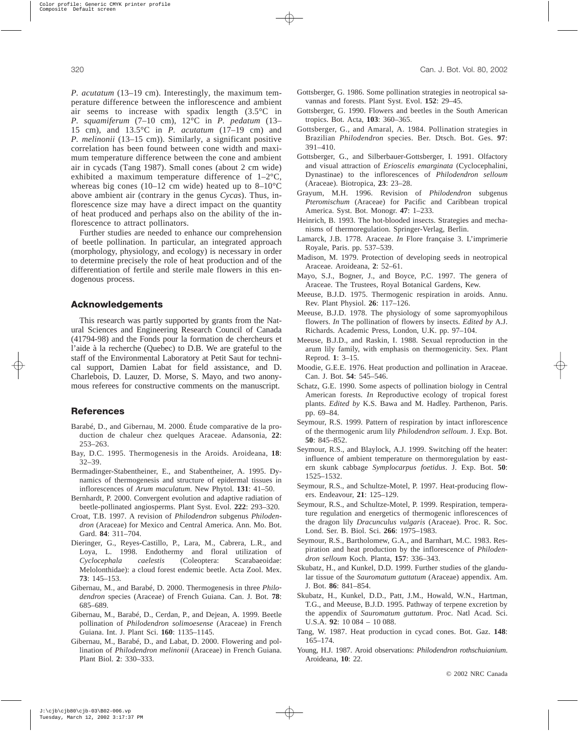*P. acutatum* (13–19 cm). Interestingly, the maximum temperature difference between the inflorescence and ambient air seems to increase with spadix length (3.5°C in *P. squamiferum* (7–10 cm), 12°C in *P. pedatum* (13–15 cm), and 13.5°C in *P. acutatum* (17–19 cm) and *P. melinonii* (13–15 cm)). Similarly, a significant positive correlation has been found between cone width and maximum temperature difference between the cone and ambient air in cycads (Tang 1987). Small cones (about 2 cm wide) exhibited a maximum temperature difference of 1–2°C, whereas big cones (10–12 cm wide) heated up to 8–10°C above ambient air (contrary in the genus *Cycas*). Thus, inflorescence size may have a direct impact on the quantity of heat produced and perhaps also on the ability of the inflorescence to attract pollinators.

Further studies are needed to enhance our comprehension of beetle pollination. In particular, an integrated approach (morphology, physiology, and ecology) is necessary in order to determine precisely the role of heat production and of the differentiation of fertile and sterile male flowers in this endogenous process.

## Acknowledgements

This research was partly supported by grants from the Natural Sciences and Engineering Research Council of Canada (41794-98) and the Fonds pour la formation de chercheurs et l'aide à la recherche (Quebec) to D.B. We are grateful to the staff of the Environmental Laboratory at Petit Saut for technical support, Damien Labat for field assistance, and D. Charlebois, D. Lauzer, D. Morse, S. Mayo, and two anonymous referees for constructive comments on the manuscript.

## References

Barabé, D., and Gibernau, M. 2000. Étude comparative de la production de chaleur chez quelques Araceae. Adansonia, **22**: 253–263.

Bay, D.C. 1995. Thermogenesis in the Aroids. Aroideana, **18**: 32–39.

Bermadinger-Stabentheiner, E., and Stabentheiner, A. 1995. Dynamics of thermogenesis and structure of epidermal tissues in inflorescences of *Arum maculatum*. New Phytol. **131**: 41–50.

Bernhardt, P. 2000. Convergent evolution and adaptive radiation of beetle-pollinated angiosperms. Plant Syst. Evol. **222**: 293–320.

Croat, T.B. 1997. A revision of *Philodendron* subgenus *Philodendron* (Araceae) for Mexico and Central America. Ann. Mo. Bot. Gard. **84**: 311–704.

Dieringer, G., Reyes-Castillo, P., Lara, M., Cabrera, L.R., and Loya, L. 1998. Endothermy and floral utilization of *Cyclocephala caelestis* (Coleoptera: Scarabaeoidae: Melolonthidae): a cloud forest endemic beetle. Acta Zool. Mex. **73**: 145–153.

Gibernau, M., and Barabé, D. 2000. Thermogenesis in three *Philodendron* species (Araceae) of French Guiana. Can. J. Bot. **78**: 685–689.

Gibernau, M., Barabé, D., Cerdan, P., and Dejean, A. 1999. Beetle pollination of *Philodendron solimoesense* (Araceae) in French Guiana. Int. J. Plant Sci. **160**: 1135–1145.

Gibernau, M., Barabé, D., and Labat, D. 2000. Flowering and pollination of *Philodendron melinonii* (Araceae) in French Guiana. Plant Biol. **2**: 330–333.

Gottsberger, G. 1986. Some pollination strategies in neotropical savannas and forests. Plant Syst. Evol. **152**: 29–45.

Gottsberger, G. 1990. Flowers and beetles in the South American tropics. Bot. Acta, **103**: 360–365.

Gottsberger, G., and Amaral, A. 1984. Pollination strategies in Brazilian *Philodendron* species. Ber. Dtsch. Bot. Ges. **97**: 391–410.

Gottsberger, G., and Silberbauer-Gottsberger, I. 1991. Olfactory and visual attraction of *Erioscelis emarginata* (Cyclocephalini, Dynastinae) to the inflorescences of *Philodendron selloum* (Araceae). Biotropica, **23**: 23–28.

Grayum, M.H. 1996. Revision of *Philodendron* subgenus *Pteromischum* (Araceae) for Pacific and Caribbean tropical America. Syst. Bot. Monogr. **47**: 1–233.

Heinrich, B. 1993. The hot-blooded insects. Strategies and mechanisms of thermoregulation. Springer-Verlag, Berlin.

Lamarck, J.B. 1778. Araceae. *In* Flore française 3. L'imprimerie Royale, Paris. pp. 537–539.

Madison, M. 1979. Protection of developing seeds in neotropical Araceae. Aroideana, **2**: 52–61.

Mayo, S.J., Bogner, J., and Boyce, P.C. 1997. The genera of Araceae. The Trustees, Royal Botanical Gardens, Kew.

Meeuse, B.J.D. 1975. Thermogenic respiration in aroids. Annu. Rev. Plant Physiol. **26**: 117–126.

Meeuse, B.J.D. 1978. The physiology of some sapromyophilous flowers. *In* The pollination of flowers by insects. *Edited by* A.J. Richards. Academic Press, London, U.K. pp. 97–104.

Meeuse, B.J.D., and Raskin, I. 1988. Sexual reproduction in the arum lily family, with emphasis on thermogenicity. Sex. Plant Reprod. **1**: 3–15.

Moodie, G.E.E. 1976. Heat production and pollination in Araceae. Can. J. Bot. **54**: 545–546.

Schatz, G.E. 1990. Some aspects of pollination biology in Central American forests. *In* Reproductive ecology of tropical forest plants. *Edited by* K.S. Bawa and M. Hadley. Parthenon, Paris. pp. 69–84.

Seymour, R.S. 1999. Pattern of respiration by intact inflorescence of the thermogenic arum lily *Philodendron selloum*. J. Exp. Bot. **50**: 845–852.

Seymour, R.S., and Blaylock, A.J. 1999. Switching off the heater: influence of ambient temperature on thermoregulation by eastern skunk cabbage *Symplocarpus foetidus*. J. Exp. Bot. **50**: 1525–1532.

Seymour, R.S., and Schultze-Motel, P. 1997. Heat-producing flowers. Endeavour, **21**: 125–129.

Seymour, R.S., and Schultze-Motel, P. 1999. Respiration, temperature regulation and energetics of thermogenic inflorescences of the dragon lily *Dracunculus vulgaris* (Araceae). Proc. R. Soc. Lond. Ser. B. Biol. Sci. **266**: 1975–1983.

Seymour, R.S., Bartholomew, G.A., and Barnhart, M.C. 1983. Respiration and heat production by the inflorescence of *Philodendron selloum* Koch. Planta, **157**: 336–343.

Skubatz, H., and Kunkel, D.D. 1999. Further studies of the glandular tissue of the *Sauromatum guttatum* (Araceae) appendix. Am. J. Bot. **86**: 841–854.

Skubatz, H., Kunkel, D.D., Patt, J.M., Howald, W.N., Hartman, T.G., and Meeuse, B.J.D. 1995. Pathway of terpene excretion by the appendix of *Sauromatum guttatum*. Proc. Natl Acad. Sci. U.S.A. **92**: 10 084 – 10 088.

Tang, W. 1987. Heat production in cycad cones. Bot. Gaz. **148**: 165–174.

Young, H.J. 1987. Aroid observations: *Philodendron rothschuianium*. Aroideana, **10**: 22.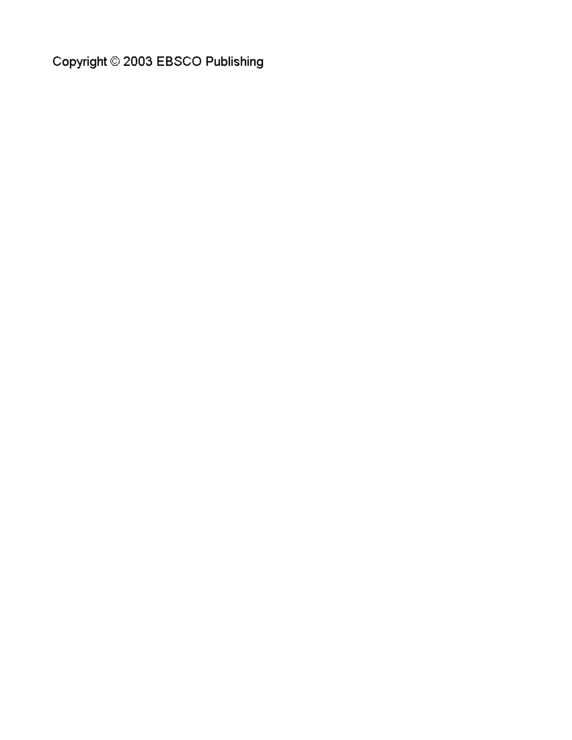Copyright © 2003 EBSCO Publishing